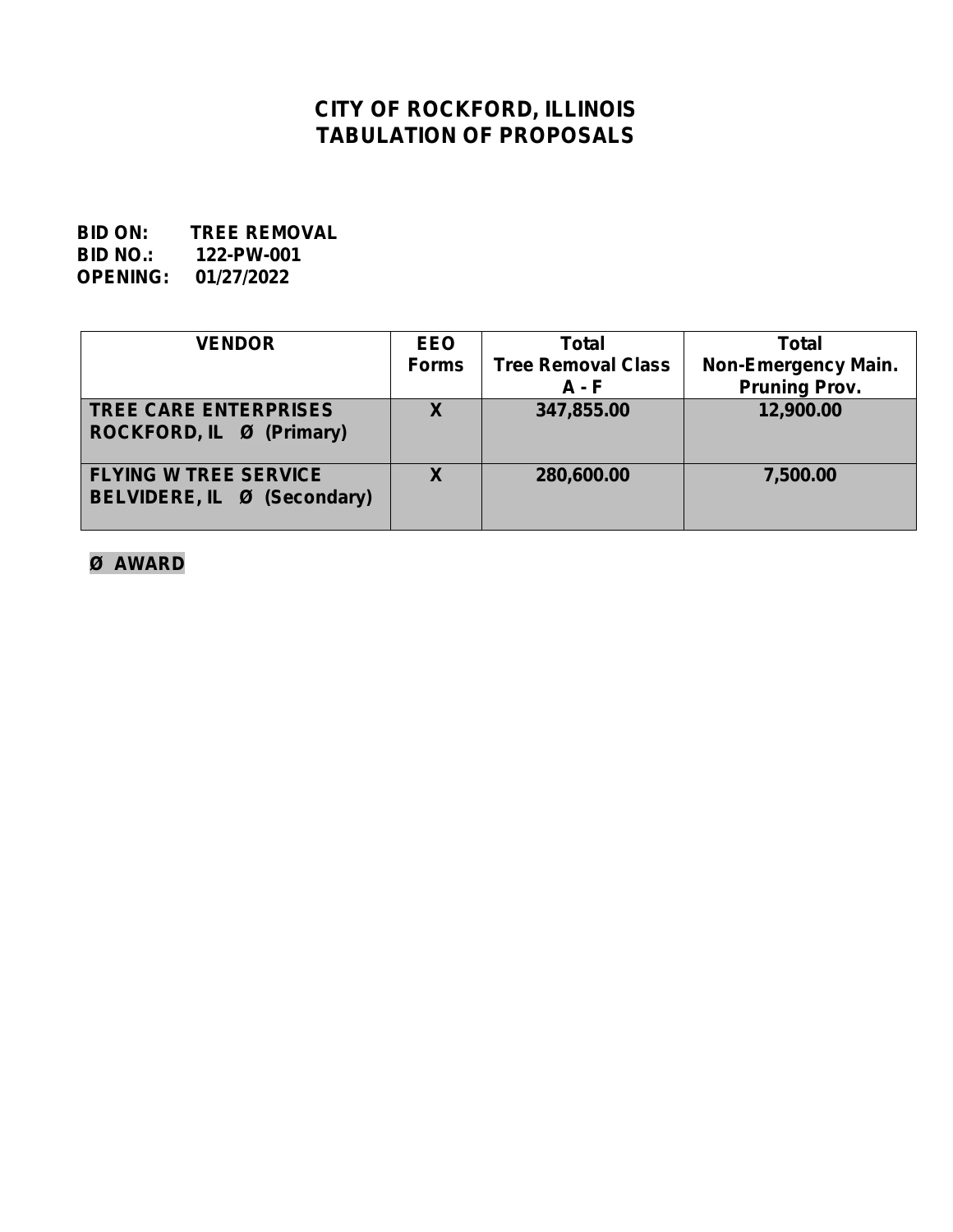# CITY OF ROCKFORD, ILLINOIS
# TABULATION OF PROPOSALS

**BID ON:** TREE REMOVAL
**BID NO.:** 122-PW-001
**OPENING:** 01/27/2022

| VENDOR | EEO Forms | Total Tree Removal Class A - F | Total Non-Emergency Main. Pruning Prov. |
|---|---|---|---|
| TREE CARE ENTERPRISES ROCKFORD, IL Ø (Primary) | X | 347,855.00 | 12,900.00 |
| FLYING W TREE SERVICE BELVIDERE, IL Ø (Secondary) | X | 280,600.00 | 7,500.00 |

**Ø AWARD**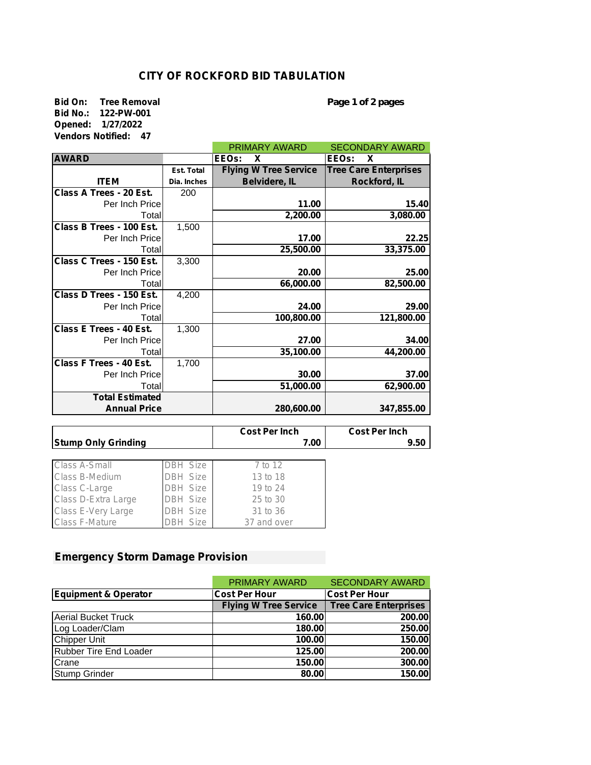# CITY OF ROCKFORD BID TABULATION

**Bid On:** Tree Removal
**Bid No.:** 122-PW-001
**Opened:** 1/27/2022
**Vendors Notified:** 47

**Page 1 of 2 pages**

| | | PRIMARY AWARD | SECONDARY AWARD |
|---|---|---|---|
| **AWARD** | | **EEOs: X** | **EEOs: X** |
| **ITEM** | **Est. Total Dia. Inches** | **Flying W Tree Service Belvidere, IL** | **Tree Care Enterprises Rockford, IL** |
| **Class A Trees - 20 Est.** | 200 | | |
| Per Inch Price | | 11.00 | 15.40 |
| Total | | 2,200.00 | 3,080.00 |
| **Class B Trees - 100 Est.** | 1,500 | | |
| Per Inch Price | | 17.00 | 22.25 |
| Total | | 25,500.00 | 33,375.00 |
| **Class C Trees - 150 Est.** | 3,300 | | |
| Per Inch Price | | 20.00 | 25.00 |
| Total | | 66,000.00 | 82,500.00 |
| **Class D Trees - 150 Est.** | 4,200 | | |
| Per Inch Price | | 24.00 | 29.00 |
| Total | | 100,800.00 | 121,800.00 |
| **Class E Trees - 40 Est.** | 1,300 | | |
| Per Inch Price | | 27.00 | 34.00 |
| Total | | 35,100.00 | 44,200.00 |
| **Class F Trees - 40 Est.** | 1,700 | | |
| Per Inch Price | | 30.00 | 37.00 |
| Total | | 51,000.00 | 62,900.00 |
| **Total Estimated Annual Price** | | **280,600.00** | **347,855.00** |

| | Cost Per Inch | Cost Per Inch |
|---|---|---|
| **Stump Only Grinding** | 7.00 | 9.50 |

| Class | | DBH Size |
|---|---|---|
| Class A-Small | DBH Size | 7 to 12 |
| Class B-Medium | DBH Size | 13 to 18 |
| Class C-Large | DBH Size | 19 to 24 |
| Class D-Extra Large | DBH Size | 25 to 30 |
| Class E-Very Large | DBH Size | 31 to 36 |
| Class F-Mature | DBH Size | 37 and over |

## Emergency Storm Damage Provision

| | PRIMARY AWARD | SECONDARY AWARD |
|---|---|---|
| **Equipment & Operator** | **Cost Per Hour** | **Cost Per Hour** |
| | **Flying W Tree Service** | **Tree Care Enterprises** |
| Aerial Bucket Truck | 160.00 | 200.00 |
| Log Loader/Clam | 180.00 | 250.00 |
| Chipper Unit | 100.00 | 150.00 |
| Rubber Tire End Loader | 125.00 | 200.00 |
| Crane | 150.00 | 300.00 |
| Stump Grinder | 80.00 | 150.00 |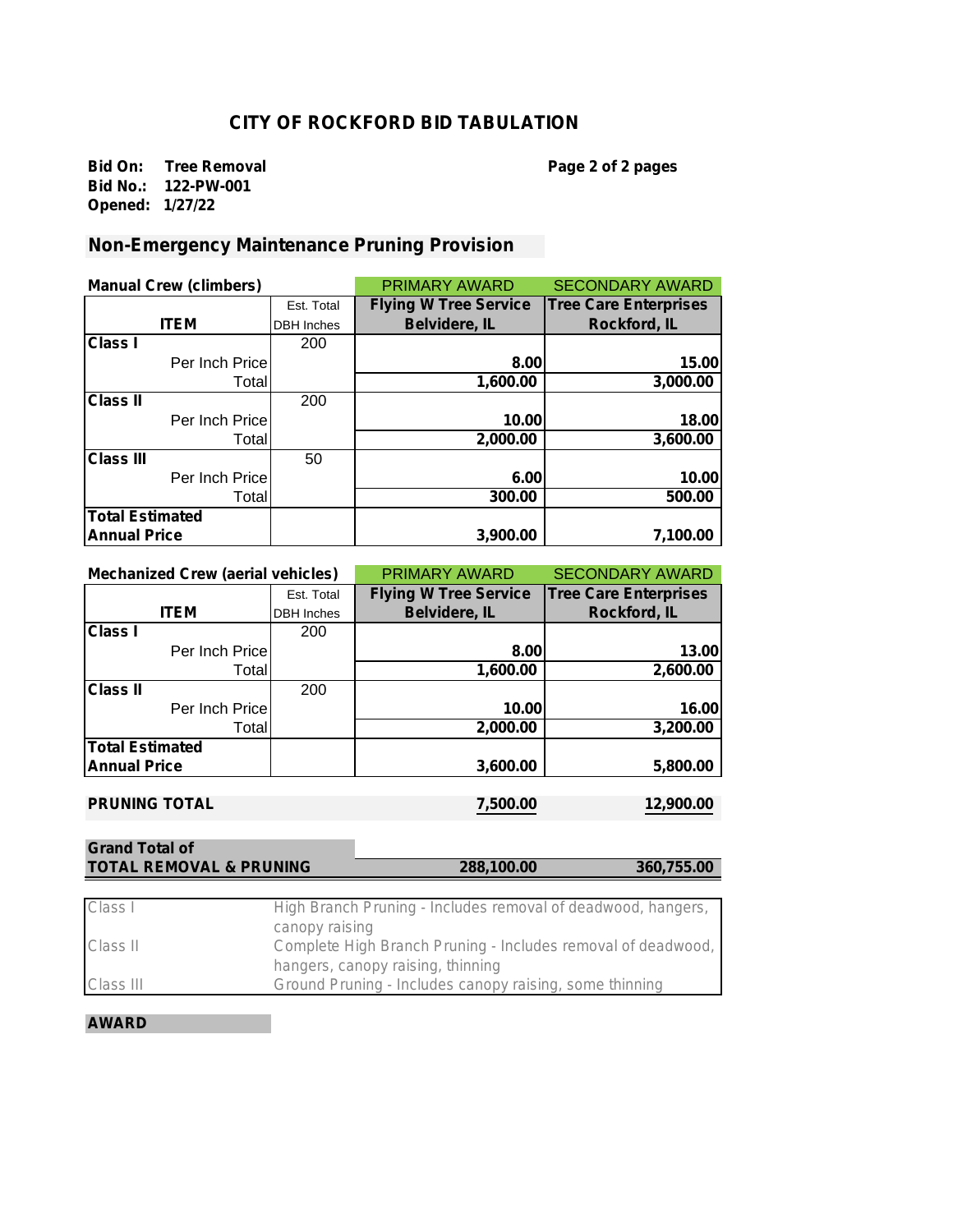# CITY OF ROCKFORD BID TABULATION

**Bid On:** Tree Removal
**Bid No.:** 122-PW-001
**Opened:** 1/27/22

**Page 2 of 2 pages**

## Non-Emergency Maintenance Pruning Provision

**Manual Crew (climbers)**

| ITEM | | Est. Total DBH Inches | PRIMARY AWARD<br>Flying W Tree Service<br>Belvidere, IL | SECONDARY AWARD<br>Tree Care Enterprises<br>Rockford, IL |
|---|---|---|---|---|
| **Class I** | | 200 | | |
| | Per Inch Price | | 8.00 | 15.00 |
| | Total | | 1,600.00 | 3,000.00 |
| **Class II** | | 200 | | |
| | Per Inch Price | | 10.00 | 18.00 |
| | Total | | 2,000.00 | 3,600.00 |
| **Class III** | | 50 | | |
| | Per Inch Price | | 6.00 | 10.00 |
| | Total | | 300.00 | 500.00 |
| **Total Estimated Annual Price** | | | 3,900.00 | 7,100.00 |

**Mechanized Crew (aerial vehicles)**

| ITEM | | Est. Total DBH Inches | PRIMARY AWARD<br>Flying W Tree Service<br>Belvidere, IL | SECONDARY AWARD<br>Tree Care Enterprises<br>Rockford, IL |
|---|---|---|---|---|
| **Class I** | | 200 | | |
| | Per Inch Price | | 8.00 | 13.00 |
| | Total | | 1,600.00 | 2,600.00 |
| **Class II** | | 200 | | |
| | Per Inch Price | | 10.00 | 16.00 |
| | Total | | 2,000.00 | 3,200.00 |
| **Total Estimated Annual Price** | | | 3,600.00 | 5,800.00 |

| | Flying W Tree Service | Tree Care Enterprises |
|---|---|---|
| **PRUNING TOTAL** | 7,500.00 | 12,900.00 |
| **Grand Total of TOTAL REMOVAL & PRUNING** | 288,100.00 | 360,755.00 |

| | |
|---|---|
| Class I | High Branch Pruning - Includes removal of deadwood, hangers, canopy raising |
| Class II | Complete High Branch Pruning - Includes removal of deadwood, hangers, canopy raising, thinning |
| Class III | Ground Pruning - Includes canopy raising, some thinning |

**AWARD**